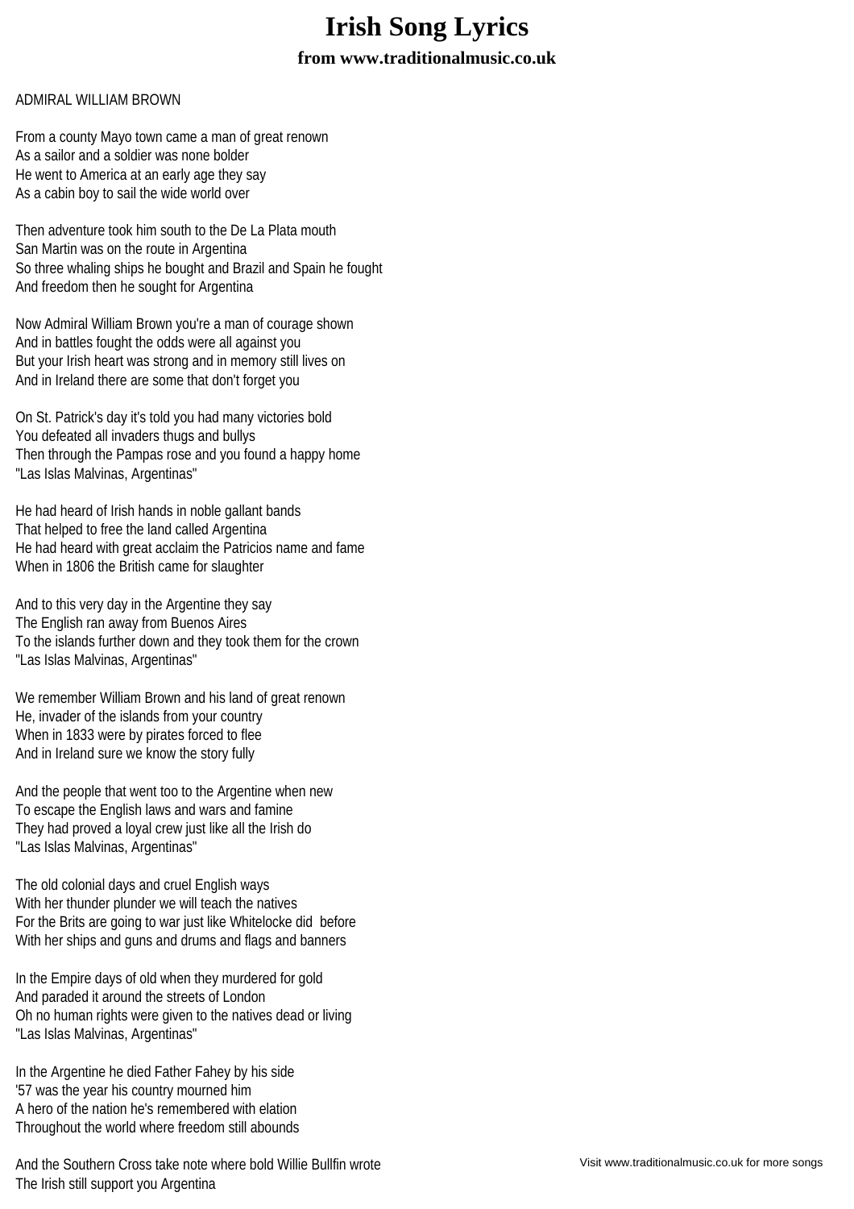# Irish Song Lyrics

### from www.traditionalmusic.co.uk

ADMIRAL WILLIAM BROWN

From a county Mayo town came a man of great renown
As a sailor and a soldier was none bolder
He went to America at an early age they say
As a cabin boy to sail the wide world over

Then adventure took him south to the De La Plata mouth
San Martin was on the route in Argentina
So three whaling ships he bought and Brazil and Spain he fought
And freedom then he sought for Argentina

Now Admiral William Brown you're a man of courage shown
And in battles fought the odds were all against you
But your Irish heart was strong and in memory still lives on
And in Ireland there are some that don't forget you

On St. Patrick's day it's told you had many victories bold
You defeated all invaders thugs and bullys
Then through the Pampas rose and you found a happy home
"Las Islas Malvinas, Argentinas"

He had heard of Irish hands in noble gallant bands
That helped to free the land called Argentina
He had heard with great acclaim the Patricios name and fame
When in 1806 the British came for slaughter

And to this very day in the Argentine they say
The English ran away from Buenos Aires
To the islands further down and they took them for the crown
"Las Islas Malvinas, Argentinas"

We remember William Brown and his land of great renown
He, invader of the islands from your country
When in 1833 were by pirates forced to flee
And in Ireland sure we know the story fully

And the people that went too to the Argentine when new
To escape the English laws and wars and famine
They had proved a loyal crew just like all the Irish do
"Las Islas Malvinas, Argentinas"

The old colonial days and cruel English ways
With her thunder plunder we will teach the natives
For the Brits are going to war just like Whitelocke did before
With her ships and guns and drums and flags and banners

In the Empire days of old when they murdered for gold
And paraded it around the streets of London
Oh no human rights were given to the natives dead or living
"Las Islas Malvinas, Argentinas"

In the Argentine he died Father Fahey by his side
'57 was the year his country mourned him
A hero of the nation he's remembered with elation
Throughout the world where freedom still abounds

And the Southern Cross take note where bold Willie Bullfin wrote
The Irish still support you Argentina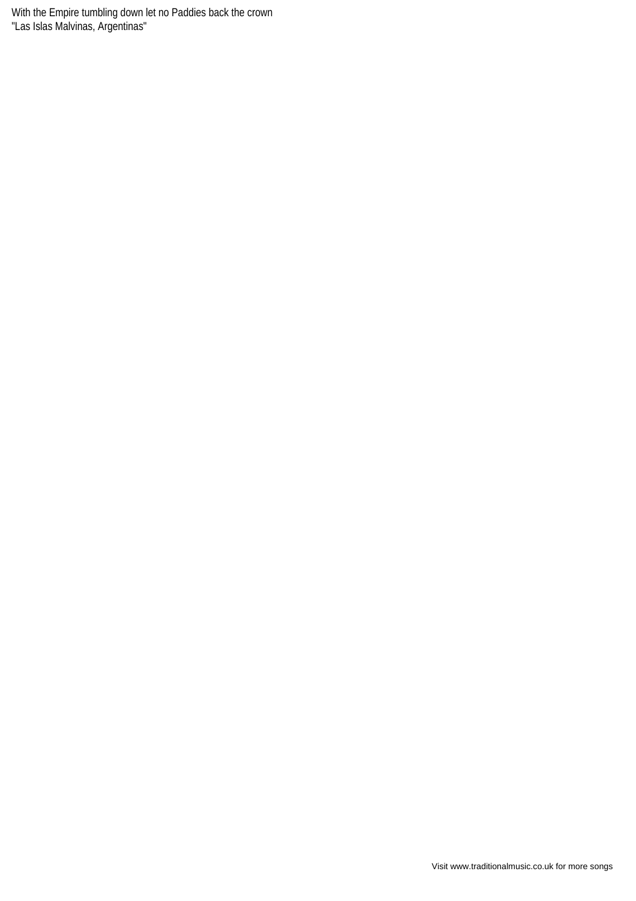With the Empire tumbling down let no Paddies back the crown
"Las Islas Malvinas, Argentinas"